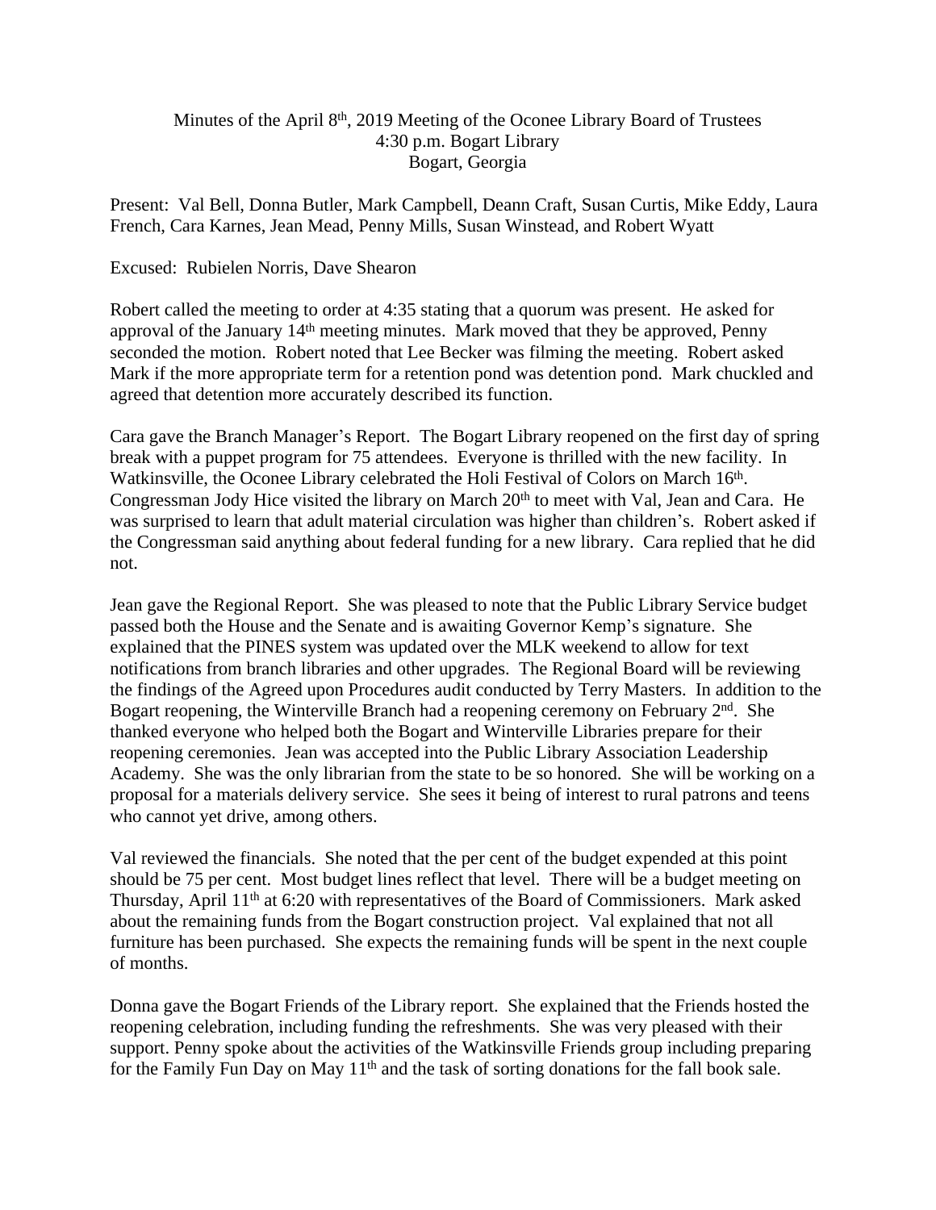Minutes of the April 8th, 2019 Meeting of the Oconee Library Board of Trustees
4:30 p.m. Bogart Library
Bogart, Georgia

Present: Val Bell, Donna Butler, Mark Campbell, Deann Craft, Susan Curtis, Mike Eddy, Laura French, Cara Karnes, Jean Mead, Penny Mills, Susan Winstead, and Robert Wyatt

Excused: Rubielen Norris, Dave Shearon

Robert called the meeting to order at 4:35 stating that a quorum was present. He asked for approval of the January 14th meeting minutes. Mark moved that they be approved, Penny seconded the motion. Robert noted that Lee Becker was filming the meeting. Robert asked Mark if the more appropriate term for a retention pond was detention pond. Mark chuckled and agreed that detention more accurately described its function.

Cara gave the Branch Manager's Report. The Bogart Library reopened on the first day of spring break with a puppet program for 75 attendees. Everyone is thrilled with the new facility. In Watkinsville, the Oconee Library celebrated the Holi Festival of Colors on March 16th. Congressman Jody Hice visited the library on March 20th to meet with Val, Jean and Cara. He was surprised to learn that adult material circulation was higher than children's. Robert asked if the Congressman said anything about federal funding for a new library. Cara replied that he did not.

Jean gave the Regional Report. She was pleased to note that the Public Library Service budget passed both the House and the Senate and is awaiting Governor Kemp's signature. She explained that the PINES system was updated over the MLK weekend to allow for text notifications from branch libraries and other upgrades. The Regional Board will be reviewing the findings of the Agreed upon Procedures audit conducted by Terry Masters. In addition to the Bogart reopening, the Winterville Branch had a reopening ceremony on February 2nd. She thanked everyone who helped both the Bogart and Winterville Libraries prepare for their reopening ceremonies. Jean was accepted into the Public Library Association Leadership Academy. She was the only librarian from the state to be so honored. She will be working on a proposal for a materials delivery service. She sees it being of interest to rural patrons and teens who cannot yet drive, among others.

Val reviewed the financials. She noted that the per cent of the budget expended at this point should be 75 per cent. Most budget lines reflect that level. There will be a budget meeting on Thursday, April 11th at 6:20 with representatives of the Board of Commissioners. Mark asked about the remaining funds from the Bogart construction project. Val explained that not all furniture has been purchased. She expects the remaining funds will be spent in the next couple of months.

Donna gave the Bogart Friends of the Library report. She explained that the Friends hosted the reopening celebration, including funding the refreshments. She was very pleased with their support. Penny spoke about the activities of the Watkinsville Friends group including preparing for the Family Fun Day on May 11th and the task of sorting donations for the fall book sale.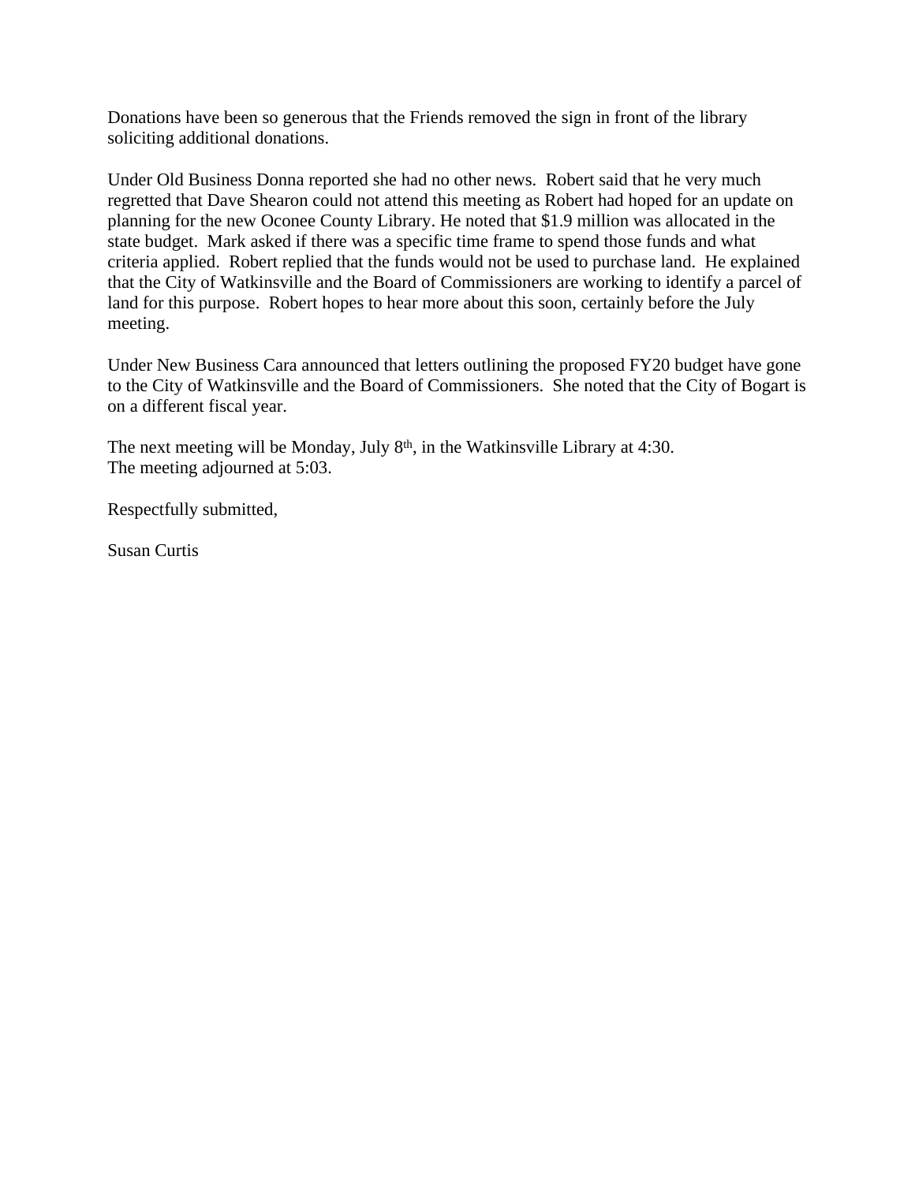Donations have been so generous that the Friends removed the sign in front of the library soliciting additional donations.

Under Old Business Donna reported she had no other news.  Robert said that he very much regretted that Dave Shearon could not attend this meeting as Robert had hoped for an update on planning for the new Oconee County Library. He noted that $1.9 million was allocated in the state budget.  Mark asked if there was a specific time frame to spend those funds and what criteria applied.  Robert replied that the funds would not be used to purchase land.  He explained that the City of Watkinsville and the Board of Commissioners are working to identify a parcel of land for this purpose.  Robert hopes to hear more about this soon, certainly before the July meeting.

Under New Business Cara announced that letters outlining the proposed FY20 budget have gone to the City of Watkinsville and the Board of Commissioners.  She noted that the City of Bogart is on a different fiscal year.

The next meeting will be Monday, July 8th, in the Watkinsville Library at 4:30.
The meeting adjourned at 5:03.

Respectfully submitted,

Susan Curtis